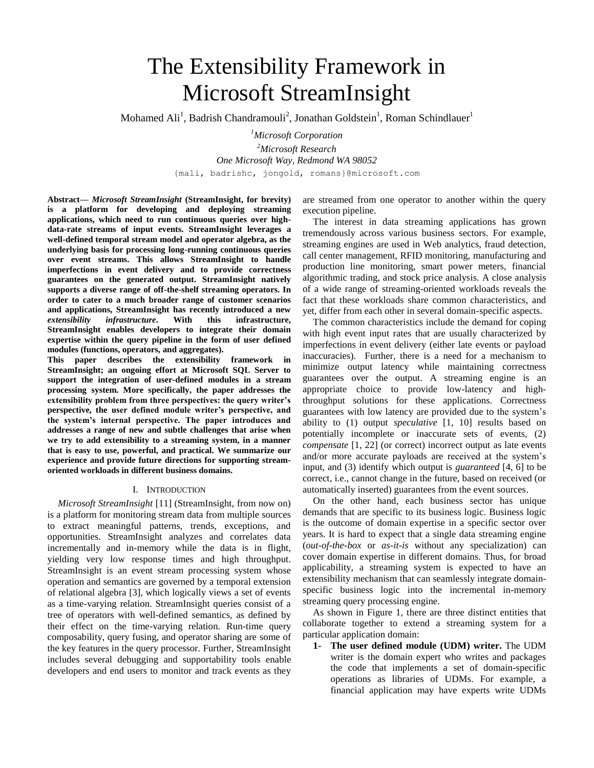# The Extensibility Framework in Microsoft StreamInsight

Mohamed Ali[1], Badrish Chandramouli[2], Jonathan Goldstein[1], Roman Schindlauer[1]

[1]*Microsoft Corporation*

[2]*Microsoft Research*

*One Microsoft Way, Redmond WA 98052*

{mali, badrishc, jongold, romans}@microsoft.com

**Abstract— *Microsoft StreamInsight* (StreamInsight, for brevity) is a platform for developing and deploying streaming applications, which need to run continuous queries over high-data-rate streams of input events. StreamInsight leverages a well-defined temporal stream model and operator algebra, as the underlying basis for processing long-running continuous queries over event streams. This allows StreamInsight to handle imperfections in event delivery and to provide correctness guarantees on the generated output. StreamInsight natively supports a diverse range of off-the-shelf streaming operators. In order to cater to a much broader range of customer scenarios and applications, StreamInsight has recently introduced a new *extensibility infrastructure*. With this infrastructure, StreamInsight enables developers to integrate their domain expertise within the query pipeline in the form of user defined modules (functions, operators, and aggregates).**

**This paper describes the extensibility framework in StreamInsight; an ongoing effort at Microsoft SQL Server to support the integration of user-defined modules in a stream processing system. More specifically, the paper addresses the extensibility problem from three perspectives: the query writer's perspective, the user defined module writer's perspective, and the system's internal perspective. The paper introduces and addresses a range of new and subtle challenges that arise when we try to add extensibility to a streaming system, in a manner that is easy to use, powerful, and practical. We summarize our experience and provide future directions for supporting stream-oriented workloads in different business domains.**

## I. Introduction

*Microsoft StreamInsight* [11] (StreamInsight, from now on) is a platform for monitoring stream data from multiple sources to extract meaningful patterns, trends, exceptions, and opportunities. StreamInsight analyzes and correlates data incrementally and in-memory while the data is in flight, yielding very low response times and high throughput. StreamInsight is an event stream processing system whose operation and semantics are governed by a temporal extension of relational algebra [3], which logically views a set of events as a time-varying relation. StreamInsight queries consist of a tree of operators with well-defined semantics, as defined by their effect on the time-varying relation. Run-time query composability, query fusing, and operator sharing are some of the key features in the query processor. Further, StreamInsight includes several debugging and supportability tools enable developers and end users to monitor and track events as they are streamed from one operator to another within the query execution pipeline.

The interest in data streaming applications has grown tremendously across various business sectors. For example, streaming engines are used in Web analytics, fraud detection, call center management, RFID monitoring, manufacturing and production line monitoring, smart power meters, financial algorithmic trading, and stock price analysis. A close analysis of a wide range of streaming-oriented workloads reveals the fact that these workloads share common characteristics, and yet, differ from each other in several domain-specific aspects.

The common characteristics include the demand for coping with high event input rates that are usually characterized by imperfections in event delivery (either late events or payload inaccuracies). Further, there is a need for a mechanism to minimize output latency while maintaining correctness guarantees over the output. A streaming engine is an appropriate choice to provide low-latency and high-throughput solutions for these applications. Correctness guarantees with low latency are provided due to the system's ability to (1) output *speculative* [1, 10] results based on potentially incomplete or inaccurate sets of events, (2) *compensate* [1, 22] (or correct) incorrect output as late events and/or more accurate payloads are received at the system's input, and (3) identify which output is *guaranteed* [4, 6] to be correct, i.e., cannot change in the future, based on received (or automatically inserted) guarantees from the event sources.

On the other hand, each business sector has unique demands that are specific to its business logic. Business logic is the outcome of domain expertise in a specific sector over years. It is hard to expect that a single data streaming engine (*out-of-the-box* or *as-it-is* without any specialization) can cover domain expertise in different domains. Thus, for broad applicability, a streaming system is expected to have an extensibility mechanism that can seamlessly integrate domain-specific business logic into the incremental in-memory streaming query processing engine.

As shown in Figure 1, there are three distinct entities that collaborate together to extend a streaming system for a particular application domain:

1- **The user defined module (UDM) writer.** The UDM writer is the domain expert who writes and packages the code that implements a set of domain-specific operations as libraries of UDMs. For example, a financial application may have experts write UDMs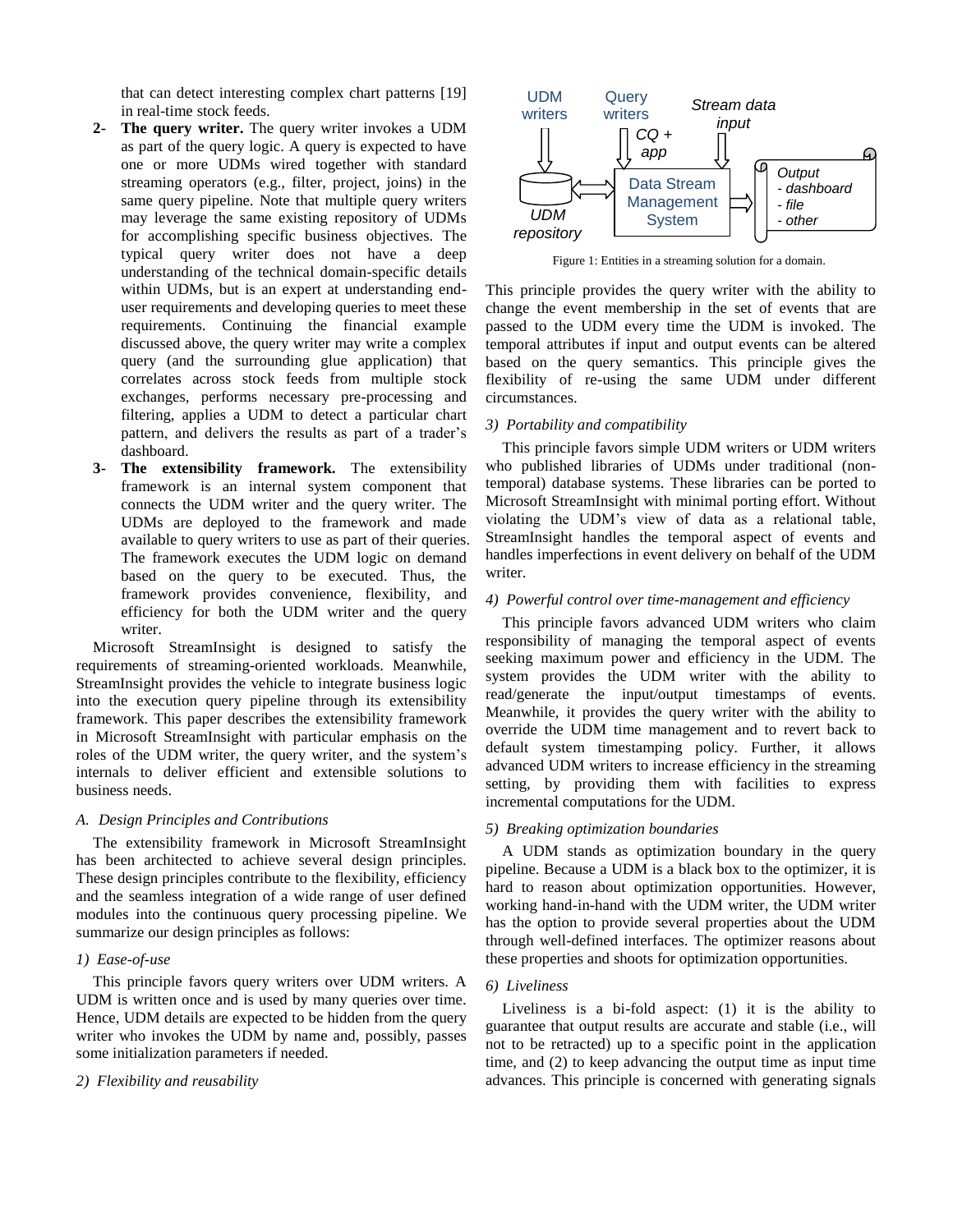that can detect interesting complex chart patterns [19] in real-time stock feeds.

2- **The query writer.** The query writer invokes a UDM as part of the query logic. A query is expected to have one or more UDMs wired together with standard streaming operators (e.g., filter, project, joins) in the same query pipeline. Note that multiple query writers may leverage the same existing repository of UDMs for accomplishing specific business objectives. The typical query writer does not have a deep understanding of the technical domain-specific details within UDMs, but is an expert at understanding end-user requirements and developing queries to meet these requirements. Continuing the financial example discussed above, the query writer may write a complex query (and the surrounding glue application) that correlates across stock feeds from multiple stock exchanges, performs necessary pre-processing and filtering, applies a UDM to detect a particular chart pattern, and delivers the results as part of a trader's dashboard.

3- **The extensibility framework.** The extensibility framework is an internal system component that connects the UDM writer and the query writer. The UDMs are deployed to the framework and made available to query writers to use as part of their queries. The framework executes the UDM logic on demand based on the query to be executed. Thus, the framework provides convenience, flexibility, and efficiency for both the UDM writer and the query writer.

Microsoft StreamInsight is designed to satisfy the requirements of streaming-oriented workloads. Meanwhile, StreamInsight provides the vehicle to integrate business logic into the execution query pipeline through its extensibility framework. This paper describes the extensibility framework in Microsoft StreamInsight with particular emphasis on the roles of the UDM writer, the query writer, and the system's internals to deliver efficient and extensible solutions to business needs.

### A. Design Principles and Contributions

The extensibility framework in Microsoft StreamInsight has been architected to achieve several design principles. These design principles contribute to the flexibility, efficiency and the seamless integration of a wide range of user defined modules into the continuous query processing pipeline. We summarize our design principles as follows:

#### 1) Ease-of-use

This principle favors query writers over UDM writers. A UDM is written once and is used by many queries over time. Hence, UDM details are expected to be hidden from the query writer who invokes the UDM by name and, possibly, passes some initialization parameters if needed.

#### 2) Flexibility and reusability

UDM writers

Query writers

Stream data input

CQ + app

UDM repository

Data Stream Management System

Output
- dashboard
- file
- other

Figure 1: Entities in a streaming solution for a domain.

This principle provides the query writer with the ability to change the event membership in the set of events that are passed to the UDM every time the UDM is invoked. The temporal attributes if input and output events can be altered based on the query semantics. This principle gives the flexibility of re-using the same UDM under different circumstances.

#### 3) Portability and compatibility

This principle favors simple UDM writers or UDM writers who published libraries of UDMs under traditional (non-temporal) database systems. These libraries can be ported to Microsoft StreamInsight with minimal porting effort. Without violating the UDM's view of data as a relational table, StreamInsight handles the temporal aspect of events and handles imperfections in event delivery on behalf of the UDM writer.

#### 4) Powerful control over time-management and efficiency

This principle favors advanced UDM writers who claim responsibility of managing the temporal aspect of events seeking maximum power and efficiency in the UDM. The system provides the UDM writer with the ability to read/generate the input/output timestamps of events. Meanwhile, it provides the query writer with the ability to override the UDM time management and to revert back to default system timestamping policy. Further, it allows advanced UDM writers to increase efficiency in the streaming setting, by providing them with facilities to express incremental computations for the UDM.

#### 5) Breaking optimization boundaries

A UDM stands as optimization boundary in the query pipeline. Because a UDM is a black box to the optimizer, it is hard to reason about optimization opportunities. However, working hand-in-hand with the UDM writer, the UDM writer has the option to provide several properties about the UDM through well-defined interfaces. The optimizer reasons about these properties and shoots for optimization opportunities.

#### 6) Liveliness

Liveliness is a bi-fold aspect: (1) it is the ability to guarantee that output results are accurate and stable (i.e., will not to be retracted) up to a specific point in the application time, and (2) to keep advancing the output time as input time advances. This principle is concerned with generating signals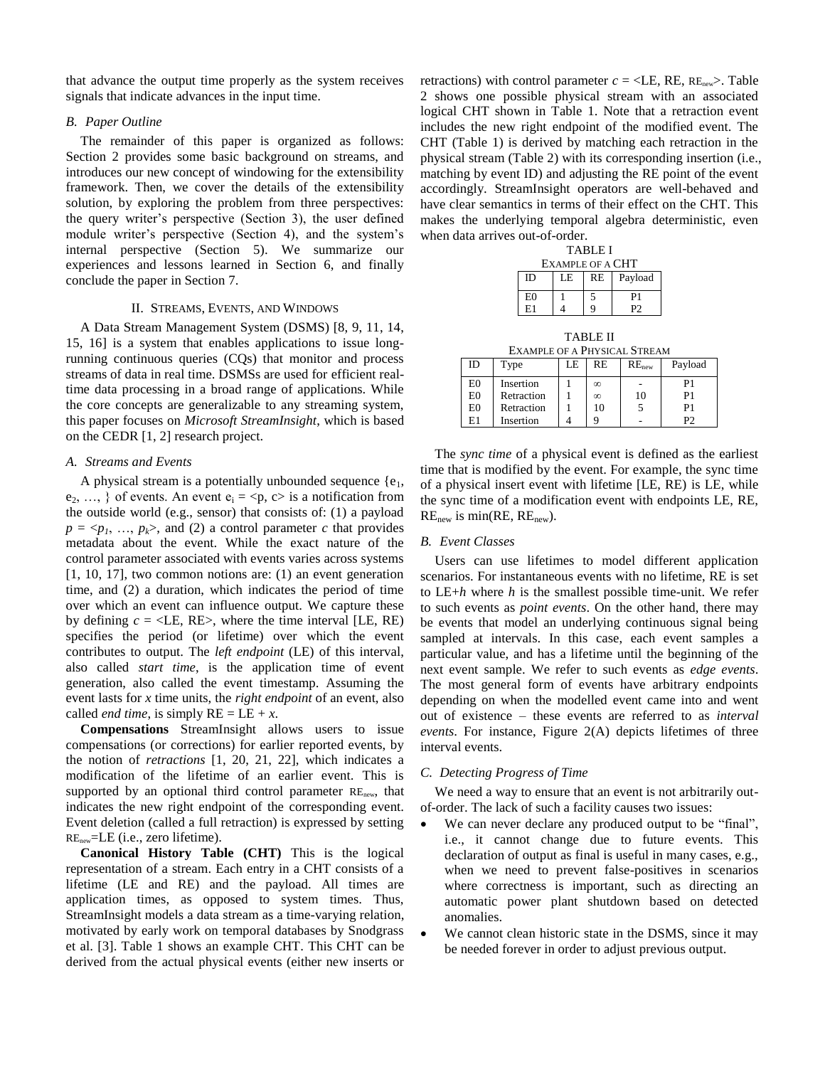that advance the output time properly as the system receives signals that indicate advances in the input time.

### B. Paper Outline

The remainder of this paper is organized as follows: Section 2 provides some basic background on streams, and introduces our new concept of windowing for the extensibility framework. Then, we cover the details of the extensibility solution, by exploring the problem from three perspectives: the query writer's perspective (Section 3), the user defined module writer's perspective (Section 4), and the system's internal perspective (Section 5). We summarize our experiences and lessons learned in Section 6, and finally conclude the paper in Section 7.

## II. Streams, Events, and Windows

A Data Stream Management System (DSMS) [8, 9, 11, 14, 15, 16] is a system that enables applications to issue long-running continuous queries (CQs) that monitor and process streams of data in real time. DSMSs are used for efficient real-time data processing in a broad range of applications. While the core concepts are generalizable to any streaming system, this paper focuses on *Microsoft StreamInsight*, which is based on the CEDR [1, 2] research project.

### A. Streams and Events

A physical stream is a potentially unbounded sequence $\{e_1, e_2, \ldots, \}$ of events. An event $e_i = \langle p, c \rangle$ is a notification from the outside world (e.g., sensor) that consists of: (1) a payload $p = \langle p_1, \ldots, p_k \rangle$, and (2) a control parameter $c$ that provides metadata about the event. While the exact nature of the control parameter associated with events varies across systems [1, 10, 17], two common notions are: (1) an event generation time, and (2) a duration, which indicates the period of time over which an event can influence output. We capture these by defining $c = \langle LE, RE \rangle$, where the time interval [LE, RE) specifies the period (or lifetime) over which the event contributes to output. The *left endpoint* (LE) of this interval, also called *start time*, is the application time of event generation, also called the event timestamp. Assuming the event lasts for $x$ time units, the *right endpoint* of an event, also called *end time*, is simply $RE = LE + x$.

**Compensations** StreamInsight allows users to issue compensations (or corrections) for earlier reported events, by the notion of *retractions* [1, 20, 21, 22], which indicates a modification of the lifetime of an earlier event. This is supported by an optional third control parameter $RE_{new}$, that indicates the new right endpoint of the corresponding event. Event deletion (called a full retraction) is expressed by setting $RE_{new}$=LE (i.e., zero lifetime).

**Canonical History Table (CHT)** This is the logical representation of a stream. Each entry in a CHT consists of a lifetime (LE and RE) and the payload. All times are application times, as opposed to system times. Thus, StreamInsight models a data stream as a time-varying relation, motivated by early work on temporal databases by Snodgrass et al. [3]. Table 1 shows an example CHT. This CHT can be derived from the actual physical events (either new inserts or retractions) with control parameter $c = \langle LE, RE, RE_{new} \rangle$. Table 2 shows one possible physical stream with an associated logical CHT shown in Table 1. Note that a retraction event includes the new right endpoint of the modified event. The CHT (Table 1) is derived by matching each retraction in the physical stream (Table 2) with its corresponding insertion (i.e., matching by event ID) and adjusting the RE point of the event accordingly. StreamInsight operators are well-behaved and have clear semantics in terms of their effect on the CHT. This makes the underlying temporal algebra deterministic, even when data arrives out-of-order.

TABLE I
Example of a CHT

| ID | LE | RE | Payload |
|---|---|---|---|
| E0 | 1 | 5 | P1 |
| E1 | 4 | 9 | P2 |

TABLE II
Example of a Physical Stream

| ID | Type | LE | RE | $RE_{new}$ | Payload |
|---|---|---|---|---|---|
| E0 | Insertion | 1 | ∞ | - | P1 |
| E0 | Retraction | 1 | ∞ | 10 | P1 |
| E0 | Retraction | 1 | 10 | 5 | P1 |
| E1 | Insertion | 4 | 9 | - | P2 |

The *sync time* of a physical event is defined as the earliest time that is modified by the event. For example, the sync time of a physical insert event with lifetime [LE, RE) is LE, while the sync time of a modification event with endpoints LE, RE, $RE_{new}$ is min(RE, $RE_{new}$).

### B. Event Classes

Users can use lifetimes to model different application scenarios. For instantaneous events with no lifetime, RE is set to LE+$h$ where $h$ is the smallest possible time-unit. We refer to such events as *point events*. On the other hand, there may be events that model an underlying continuous signal being sampled at intervals. In this case, each event samples a particular value, and has a lifetime until the beginning of the next event sample. We refer to such events as *edge events*. The most general form of events have arbitrary endpoints depending on when the modelled event came into and went out of existence – these events are referred to as *interval events*. For instance, Figure 2(A) depicts lifetimes of three interval events.

### C. Detecting Progress of Time

We need a way to ensure that an event is not arbitrarily out-of-order. The lack of such a facility causes two issues:

- We can never declare any produced output to be "final", i.e., it cannot change due to future events. This declaration of output as final is useful in many cases, e.g., when we need to prevent false-positives in scenarios where correctness is important, such as directing an automatic power plant shutdown based on detected anomalies.
- We cannot clean historic state in the DSMS, since it may be needed forever in order to adjust previous output.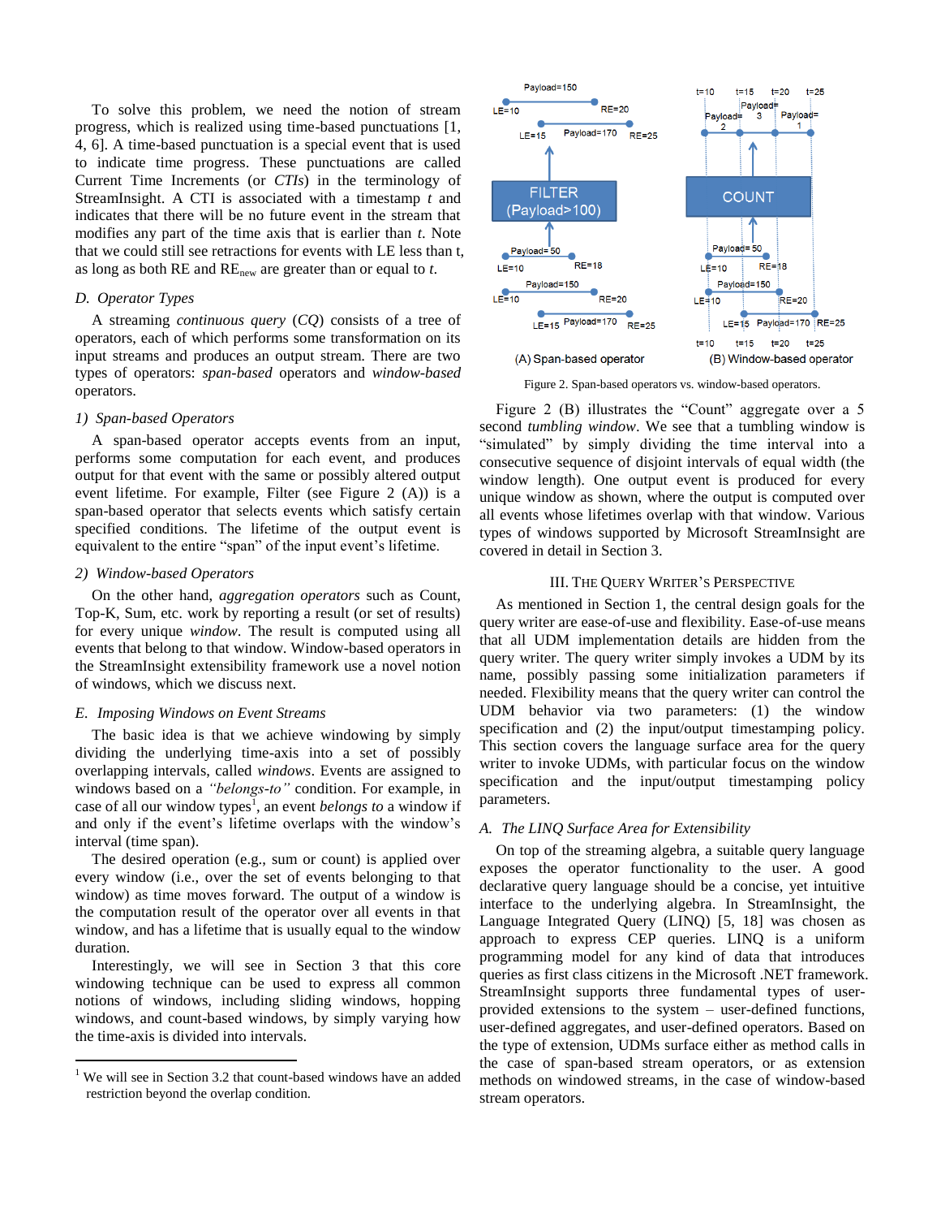To solve this problem, we need the notion of stream progress, which is realized using time-based punctuations [1, 4, 6]. A time-based punctuation is a special event that is used to indicate time progress. These punctuations are called Current Time Increments (or *CTIs*) in the terminology of StreamInsight. A CTI is associated with a timestamp *t* and indicates that there will be no future event in the stream that modifies any part of the time axis that is earlier than *t*. Note that we could still see retractions for events with LE less than t, as long as both RE and $RE_{new}$ are greater than or equal to *t*.

### D. Operator Types

A streaming *continuous query* (*CQ*) consists of a tree of operators, each of which performs some transformation on its input streams and produces an output stream. There are two types of operators: *span-based* operators and *window-based* operators.

#### 1) Span-based Operators

A span-based operator accepts events from an input, performs some computation for each event, and produces output for that event with the same or possibly altered output event lifetime. For example, Filter (see Figure 2 (A)) is a span-based operator that selects events which satisfy certain specified conditions. The lifetime of the output event is equivalent to the entire "span" of the input event's lifetime.

#### 2) Window-based Operators

On the other hand, *aggregation operators* such as Count, Top-K, Sum, etc. work by reporting a result (or set of results) for every unique *window*. The result is computed using all events that belong to that window. Window-based operators in the StreamInsight extensibility framework use a novel notion of windows, which we discuss next.

### E. Imposing Windows on Event Streams

The basic idea is that we achieve windowing by simply dividing the underlying time-axis into a set of possibly overlapping intervals, called *windows*. Events are assigned to windows based on a *"belongs-to"* condition. For example, in case of all our window types[1], an event *belongs to* a window if and only if the event's lifetime overlaps with the window's interval (time span).

The desired operation (e.g., sum or count) is applied over every window (i.e., over the set of events belonging to that window) as time moves forward. The output of a window is the computation result of the operator over all events in that window, and has a lifetime that is usually equal to the window duration.

Interestingly, we will see in Section 3 that this core windowing technique can be used to express all common notions of windows, including sliding windows, hopping windows, and count-based windows, by simply varying how the time-axis is divided into intervals.

[1] We will see in Section 3.2 that count-based windows have an added restriction beyond the overlap condition.

Payload=150
LE=10
RE=20
LE=15
Payload=170
RE=25
FILTER (Payload>100)
Payload= 50
LE=10
RE=18
Payload=150
LE=10
RE=20
LE=15
Payload=170
RE=25
(A) Span-based operator

t=10
t=15
t=20
t=25
Payload= 2
Payload= 3
Payload= 1
COUNT
Payload= 50
LE=10
RE=18
Payload=150
LE=10
RE=20
LE=15
Payload=170
RE=25
t=10
t=15
t=20
t=25
(B) Window-based operator

Figure 2. Span-based operators vs. window-based operators.

Figure 2 (B) illustrates the "Count" aggregate over a 5 second *tumbling window*. We see that a tumbling window is "simulated" by simply dividing the time interval into a consecutive sequence of disjoint intervals of equal width (the window length). One output event is produced for every unique window as shown, where the output is computed over all events whose lifetimes overlap with that window. Various types of windows supported by Microsoft StreamInsight are covered in detail in Section 3.

## III. The Query Writer's Perspective

As mentioned in Section 1, the central design goals for the query writer are ease-of-use and flexibility. Ease-of-use means that all UDM implementation details are hidden from the query writer. The query writer simply invokes a UDM by its name, possibly passing some initialization parameters if needed. Flexibility means that the query writer can control the UDM behavior via two parameters: (1) the window specification and (2) the input/output timestamping policy. This section covers the language surface area for the query writer to invoke UDMs, with particular focus on the window specification and the input/output timestamping policy parameters.

### A. The LINQ Surface Area for Extensibility

On top of the streaming algebra, a suitable query language exposes the operator functionality to the user. A good declarative query language should be a concise, yet intuitive interface to the underlying algebra. In StreamInsight, the Language Integrated Query (LINQ) [5, 18] was chosen as approach to express CEP queries. LINQ is a uniform programming model for any kind of data that introduces queries as first class citizens in the Microsoft .NET framework. StreamInsight supports three fundamental types of user-provided extensions to the system – user-defined functions, user-defined aggregates, and user-defined operators. Based on the type of extension, UDMs surface either as method calls in the case of span-based stream operators, or as extension methods on windowed streams, in the case of window-based stream operators.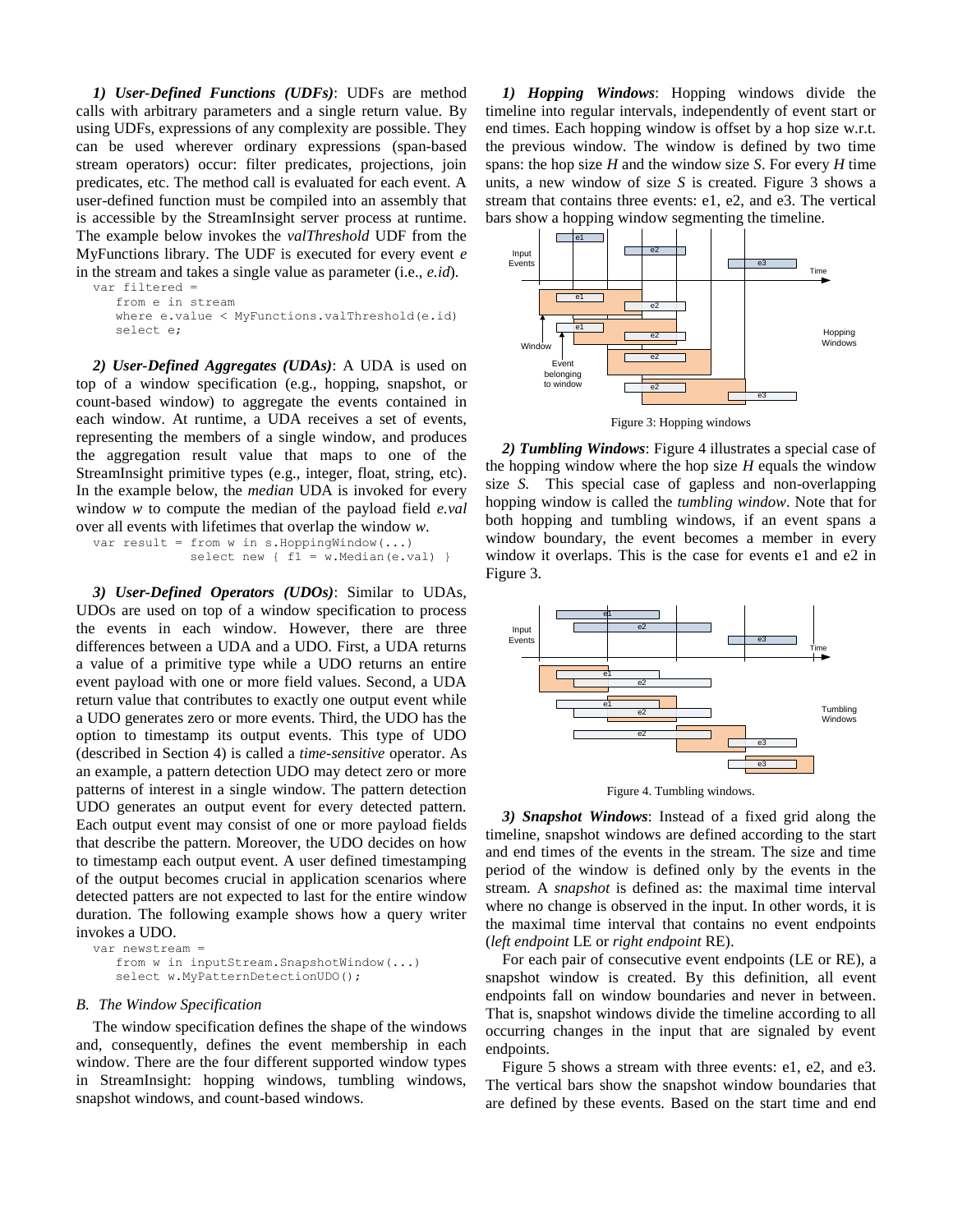*1) User-Defined Functions (UDFs)*: UDFs are method calls with arbitrary parameters and a single return value. By using UDFs, expressions of any complexity are possible. They can be used wherever ordinary expressions (span-based stream operators) occur: filter predicates, projections, join predicates, etc. The method call is evaluated for each event. A user-defined function must be compiled into an assembly that is accessible by the StreamInsight server process at runtime. The example below invokes the *valThreshold* UDF from the MyFunctions library. The UDF is executed for every event *e* in the stream and takes a single value as parameter (i.e., *e.id*).

```
var filtered =
    from e in stream
    where e.value < MyFunctions.valThreshold(e.id)
    select e;
```

*2) User-Defined Aggregates (UDAs)*: A UDA is used on top of a window specification (e.g., hopping, snapshot, or count-based window) to aggregate the events contained in each window. At runtime, a UDA receives a set of events, representing the members of a single window, and produces the aggregation result value that maps to one of the StreamInsight primitive types (e.g., integer, float, string, etc). In the example below, the *median* UDA is invoked for every window *w* to compute the median of the payload field *e.val* over all events with lifetimes that overlap the window *w*.

```
var result = from w in s.HoppingWindow(...)
             select new { f1 = w.Median(e.val) }
```

*3) User-Defined Operators (UDOs)*: Similar to UDAs, UDOs are used on top of a window specification to process the events in each window. However, there are three differences between a UDA and a UDO. First, a UDA returns a value of a primitive type while a UDO returns an entire event payload with one or more field values. Second, a UDA return value that contributes to exactly one output event while a UDO generates zero or more events. Third, the UDO has the option to timestamp its output events. This type of UDO (described in Section 4) is called a *time-sensitive* operator. As an example, a pattern detection UDO may detect zero or more patterns of interest in a single window. The pattern detection UDO generates an output event for every detected pattern. Each output event may consist of one or more payload fields that describe the pattern. Moreover, the UDO decides on how to timestamp each output event. A user defined timestamping of the output becomes crucial in application scenarios where detected patters are not expected to last for the entire window duration. The following example shows how a query writer invokes a UDO.

```
var newstream =
    from w in inputStream.SnapshotWindow(...)
    select w.MyPatternDetectionUDO();
```

### *B. The Window Specification*

The window specification defines the shape of the windows and, consequently, defines the event membership in each window. There are the four different supported window types in StreamInsight: hopping windows, tumbling windows, snapshot windows, and count-based windows.

*1) Hopping Windows*: Hopping windows divide the timeline into regular intervals, independently of event start or end times. Each hopping window is offset by a hop size w.r.t. the previous window. The window is defined by two time spans: the hop size *H* and the window size *S*. For every *H* time units, a new window of size *S* is created. Figure 3 shows a stream that contains three events: e1, e2, and e3. The vertical bars show a hopping window segmenting the timeline.

Input Events
e1
e2
e3
Time
Window
Event belonging to window
Hopping Windows

Figure 3: Hopping windows

*2) Tumbling Windows*: Figure 4 illustrates a special case of the hopping window where the hop size *H* equals the window size *S.* This special case of gapless and non-overlapping hopping window is called the *tumbling window*. Note that for both hopping and tumbling windows, if an event spans a window boundary, the event becomes a member in every window it overlaps. This is the case for events e1 and e2 in Figure 3.

Input Events
e1
e2
e3
Time
Tumbling Windows

Figure 4. Tumbling windows.

*3) Snapshot Windows*: Instead of a fixed grid along the timeline, snapshot windows are defined according to the start and end times of the events in the stream. The size and time period of the window is defined only by the events in the stream. A *snapshot* is defined as: the maximal time interval where no change is observed in the input. In other words, it is the maximal time interval that contains no event endpoints (*left endpoint* LE or *right endpoint* RE).

For each pair of consecutive event endpoints (LE or RE), a snapshot window is created. By this definition, all event endpoints fall on window boundaries and never in between. That is, snapshot windows divide the timeline according to all occurring changes in the input that are signaled by event endpoints.

Figure 5 shows a stream with three events: e1, e2, and e3. The vertical bars show the snapshot window boundaries that are defined by these events. Based on the start time and end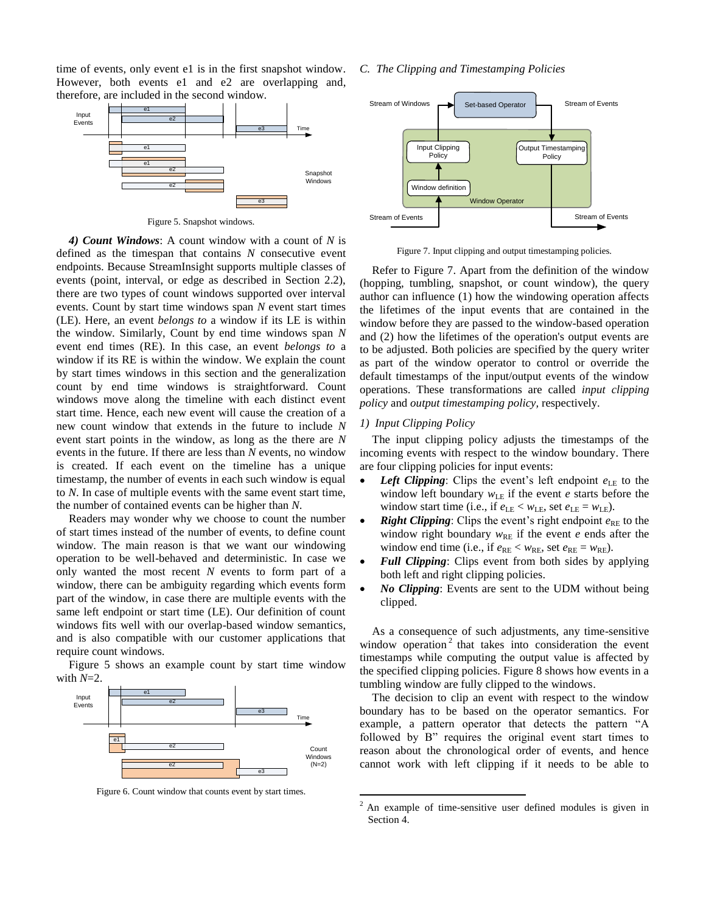time of events, only event e1 is in the first snapshot window. However, both events e1 and e2 are overlapping and, therefore, are included in the second window.

Input Events
e1
e2
e3
Time
e1
e1
e2
e2
e3
Snapshot Windows

Figure 5. Snapshot windows.

***4) Count Windows***: A count window with a count of $N$ is defined as the timespan that contains $N$ consecutive event endpoints. Because StreamInsight supports multiple classes of events (point, interval, or edge as described in Section 2.2), there are two types of count windows supported over interval events. Count by start time windows span $N$ event start times (LE). Here, an event *belongs to* a window if its LE is within the window. Similarly, Count by end time windows span $N$ event end times (RE). In this case, an event *belongs to* a window if its RE is within the window. We explain the count by start times windows in this section and the generalization count by end time windows is straightforward. Count windows move along the timeline with each distinct event start time. Hence, each new event will cause the creation of a new count window that extends in the future to include $N$ event start points in the window, as long as the there are $N$ events in the future. If there are less than $N$ events, no window is created. If each event on the timeline has a unique timestamp, the number of events in each such window is equal to $N$. In case of multiple events with the same event start time, the number of contained events can be higher than $N$.

Readers may wonder why we choose to count the number of start times instead of the number of events, to define count window. The main reason is that we want our windowing operation to be well-behaved and deterministic. In case we only wanted the most recent $N$ events to form part of a window, there can be ambiguity regarding which events form part of the window, in case there are multiple events with the same left endpoint or start time (LE). Our definition of count windows fits well with our overlap-based window semantics, and is also compatible with our customer applications that require count windows.

Figure 5 shows an example count by start time window with $N$=2.

Input Events
e1
e2
e3
Time
e1
e2
e2
e3
Count Windows (N=2)

Figure 6. Count window that counts event by start times.

*C. The Clipping and Timestamping Policies*

Stream of Windows
Set-based Operator
Stream of Events
Input Clipping Policy
Output Timestamping Policy
Window definition
Window Operator
Stream of Events
Stream of Events

Figure 7. Input clipping and output timestamping policies.

Refer to Figure 7. Apart from the definition of the window (hopping, tumbling, snapshot, or count window), the query author can influence (1) how the windowing operation affects the lifetimes of the input events that are contained in the window before they are passed to the window-based operation and (2) how the lifetimes of the operation's output events are to be adjusted. Both policies are specified by the query writer as part of the window operator to control or override the default timestamps of the input/output events of the window operations. These transformations are called *input clipping policy* and *output timestamping policy*, respectively.

*1) Input Clipping Policy*

The input clipping policy adjusts the timestamps of the incoming events with respect to the window boundary. There are four clipping policies for input events:

- ***Left Clipping***: Clips the event's left endpoint $e_{LE}$ to the window left boundary $w_{LE}$ if the event $e$ starts before the window start time (i.e., if $e_{LE} < w_{LE}$, set $e_{LE} = w_{LE}$).
- ***Right Clipping***: Clips the event's right endpoint $e_{RE}$ to the window right boundary $w_{RE}$ if the event $e$ ends after the window end time (i.e., if $e_{RE} < w_{RE}$, set $e_{RE} = w_{RE}$).
- ***Full Clipping***: Clips event from both sides by applying both left and right clipping policies.
- ***No Clipping***: Events are sent to the UDM without being clipped.

As a consequence of such adjustments, any time-sensitive window operation[2] that takes into consideration the event timestamps while computing the output value is affected by the specified clipping policies. Figure 8 shows how events in a tumbling window are fully clipped to the windows.

The decision to clip an event with respect to the window boundary has to be based on the operator semantics. For example, a pattern operator that detects the pattern "A followed by B" requires the original event start times to reason about the chronological order of events, and hence cannot work with left clipping if it needs to be able to

[2] An example of time-sensitive user defined modules is given in Section 4.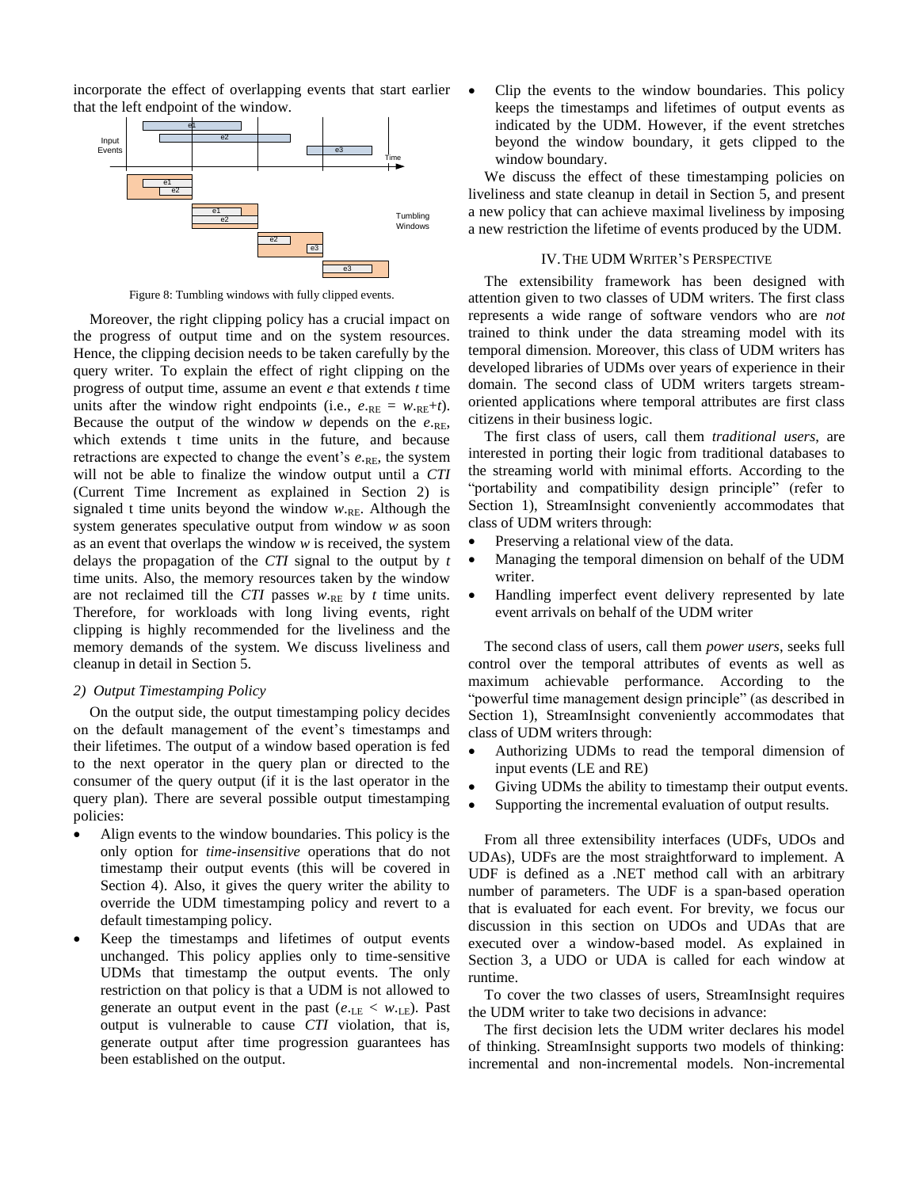incorporate the effect of overlapping events that start earlier that the left endpoint of the window.

Figure 8: Tumbling windows with fully clipped events.

Moreover, the right clipping policy has a crucial impact on the progress of output time and on the system resources. Hence, the clipping decision needs to be taken carefully by the query writer. To explain the effect of right clipping on the progress of output time, assume an event *e* that extends *t* time units after the window right endpoints (i.e., $e._{RE} = w._{RE}+t$). Because the output of the window *w* depends on the $e._{RE}$, which extends t time units in the future, and because retractions are expected to change the event's $e._{RE}$, the system will not be able to finalize the window output until a *CTI* (Current Time Increment as explained in Section 2) is signaled t time units beyond the window $w._{RE}$. Although the system generates speculative output from window *w* as soon as an event that overlaps the window *w* is received, the system delays the propagation of the *CTI* signal to the output by *t* time units. Also, the memory resources taken by the window are not reclaimed till the *CTI* passes $w._{RE}$ by *t* time units. Therefore, for workloads with long living events, right clipping is highly recommended for the liveliness and the memory demands of the system. We discuss liveliness and cleanup in detail in Section 5.

### 2) Output Timestamping Policy

On the output side, the output timestamping policy decides on the default management of the event's timestamps and their lifetimes. The output of a window based operation is fed to the next operator in the query plan or directed to the consumer of the query output (if it is the last operator in the query plan). There are several possible output timestamping policies:

- Align events to the window boundaries. This policy is the only option for *time-insensitive* operations that do not timestamp their output events (this will be covered in Section 4). Also, it gives the query writer the ability to override the UDM timestamping policy and revert to a default timestamping policy.
- Keep the timestamps and lifetimes of output events unchanged. This policy applies only to time-sensitive UDMs that timestamp the output events. The only restriction on that policy is that a UDM is not allowed to generate an output event in the past ($e._{LE} < w._{LE}$). Past output is vulnerable to cause *CTI* violation, that is, generate output after time progression guarantees has been established on the output.
- Clip the events to the window boundaries. This policy keeps the timestamps and lifetimes of output events as indicated by the UDM. However, if the event stretches beyond the window boundary, it gets clipped to the window boundary.

We discuss the effect of these timestamping policies on liveliness and state cleanup in detail in Section 5, and present a new policy that can achieve maximal liveliness by imposing a new restriction the lifetime of events produced by the UDM.

## IV. The UDM Writer's Perspective

The extensibility framework has been designed with attention given to two classes of UDM writers. The first class represents a wide range of software vendors who are *not* trained to think under the data streaming model with its temporal dimension. Moreover, this class of UDM writers has developed libraries of UDMs over years of experience in their domain. The second class of UDM writers targets stream-oriented applications where temporal attributes are first class citizens in their business logic.

The first class of users, call them *traditional users*, are interested in porting their logic from traditional databases to the streaming world with minimal efforts. According to the "portability and compatibility design principle" (refer to Section 1), StreamInsight conveniently accommodates that class of UDM writers through:

- Preserving a relational view of the data.
- Managing the temporal dimension on behalf of the UDM writer.
- Handling imperfect event delivery represented by late event arrivals on behalf of the UDM writer

The second class of users, call them *power users*, seeks full control over the temporal attributes of events as well as maximum achievable performance. According to the "powerful time management design principle" (as described in Section 1), StreamInsight conveniently accommodates that class of UDM writers through:

- Authorizing UDMs to read the temporal dimension of input events (LE and RE)
- Giving UDMs the ability to timestamp their output events.
- Supporting the incremental evaluation of output results.

From all three extensibility interfaces (UDFs, UDOs and UDAs), UDFs are the most straightforward to implement. A UDF is defined as a .NET method call with an arbitrary number of parameters. The UDF is a span-based operation that is evaluated for each event. For brevity, we focus our discussion in this section on UDOs and UDAs that are executed over a window-based model. As explained in Section 3, a UDO or UDA is called for each window at runtime.

To cover the two classes of users, StreamInsight requires the UDM writer to take two decisions in advance:

The first decision lets the UDM writer declares his model of thinking. StreamInsight supports two models of thinking: incremental and non-incremental models. Non-incremental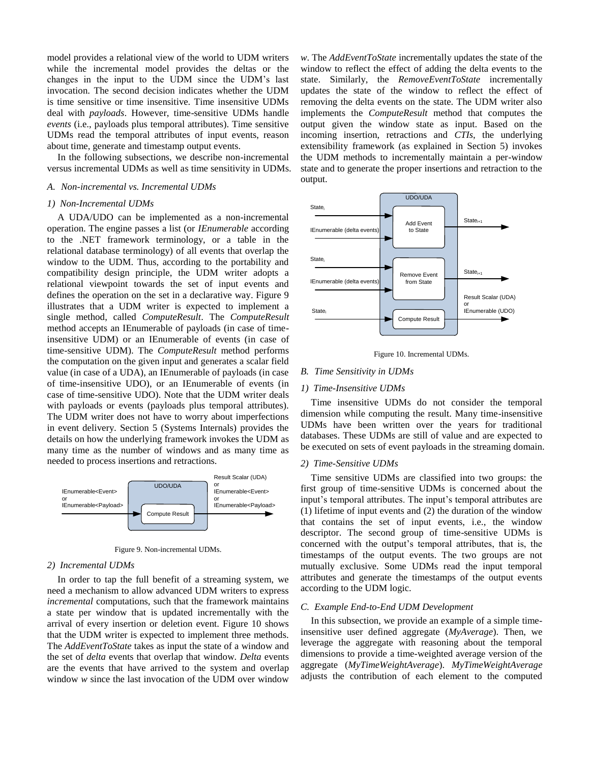model provides a relational view of the world to UDM writers while the incremental model provides the deltas or the changes in the input to the UDM since the UDM's last invocation. The second decision indicates whether the UDM is time sensitive or time insensitive. Time insensitive UDMs deal with *payloads*. However, time-sensitive UDMs handle *events* (i.e., payloads plus temporal attributes). Time sensitive UDMs read the temporal attributes of input events, reason about time, generate and timestamp output events.

In the following subsections, we describe non-incremental versus incremental UDMs as well as time sensitivity in UDMs.

### A. Non-incremental vs. Incremental UDMs

#### 1) Non-Incremental UDMs

A UDA/UDO can be implemented as a non-incremental operation. The engine passes a list (or *IEnumerable* according to the .NET framework terminology, or a table in the relational database terminology) of all events that overlap the window to the UDM. Thus, according to the portability and compatibility design principle, the UDM writer adopts a relational viewpoint towards the set of input events and defines the operation on the set in a declarative way. Figure 9 illustrates that a UDM writer is expected to implement a single method, called *ComputeResult*. The *ComputeResult* method accepts an IEnumerable of payloads (in case of time-insensitive UDM) or an IEnumerable of events (in case of time-sensitive UDM). The *ComputeResult* method performs the computation on the given input and generates a scalar field value (in case of a UDA), an IEnumerable of payloads (in case of time-insensitive UDO), or an IEnumerable of events (in case of time-sensitive UDO). Note that the UDM writer deals with payloads or events (payloads plus temporal attributes). The UDM writer does not have to worry about imperfections in event delivery. Section 5 (Systems Internals) provides the details on how the underlying framework invokes the UDM as many time as the number of windows and as many time as needed to process insertions and retractions.

IEnumerable<Event> or IEnumerable<Payload> → UDO/UDA [Compute Result] → Result Scalar (UDA) or IEnumerable<Event> or IEnumerable<Payload>

Figure 9. Non-incremental UDMs.

#### 2) Incremental UDMs

In order to tap the full benefit of a streaming system, we need a mechanism to allow advanced UDM writers to express *incremental* computations, such that the framework maintains a state per window that is updated incrementally with the arrival of every insertion or deletion event. Figure 10 shows that the UDM writer is expected to implement three methods. The *AddEventToState* takes as input the state of a window and the set of *delta* events that overlap that window. *Delta* events are the events that have arrived to the system and overlap window *w* since the last invocation of the UDM over window *w*. The *AddEventToState* incrementally updates the state of the window to reflect the effect of adding the delta events to the state. Similarly, the *RemoveEventToState* incrementally updates the state of the window to reflect the effect of removing the delta events on the state. The UDM writer also implements the *ComputeResult* method that computes the output given the window state as input. Based on the incoming insertion, retractions and *CTIs*, the underlying extensibility framework (as explained in Section 5) invokes the UDM methods to incrementally maintain a per-window state and to generate the proper insertions and retraction to the output.

UDO/UDA:
- $State_i$, IEnumerable (delta events) → Add Event to State → $State_{i+1}$
- $State_i$, IEnumerable (delta events) → Remove Event from State → $State_{i+1}$
- $State_i$ → Compute Result → Result Scalar (UDA) or IEnumerable (UDO)

Figure 10. Incremental UDMs.

### B. Time Sensitivity in UDMs

#### 1) Time-Insensitive UDMs

Time insensitive UDMs do not consider the temporal dimension while computing the result. Many time-insensitive UDMs have been written over the years for traditional databases. These UDMs are still of value and are expected to be executed on sets of event payloads in the streaming domain.

#### 2) Time-Sensitive UDMs

Time sensitive UDMs are classified into two groups: the first group of time-sensitive UDMs is concerned about the input's temporal attributes. The input's temporal attributes are (1) lifetime of input events and (2) the duration of the window that contains the set of input events, i.e., the window descriptor. The second group of time-sensitive UDMs is concerned with the output's temporal attributes, that is, the timestamps of the output events. The two groups are not mutually exclusive. Some UDMs read the input temporal attributes and generate the timestamps of the output events according to the UDM logic.

### C. Example End-to-End UDM Development

In this subsection, we provide an example of a simple time-insensitive user defined aggregate (*MyAverage*). Then, we leverage the aggregate with reasoning about the temporal dimensions to provide a time-weighted average version of the aggregate (*MyTimeWeightAverage*). *MyTimeWeightAverage* adjusts the contribution of each element to the computed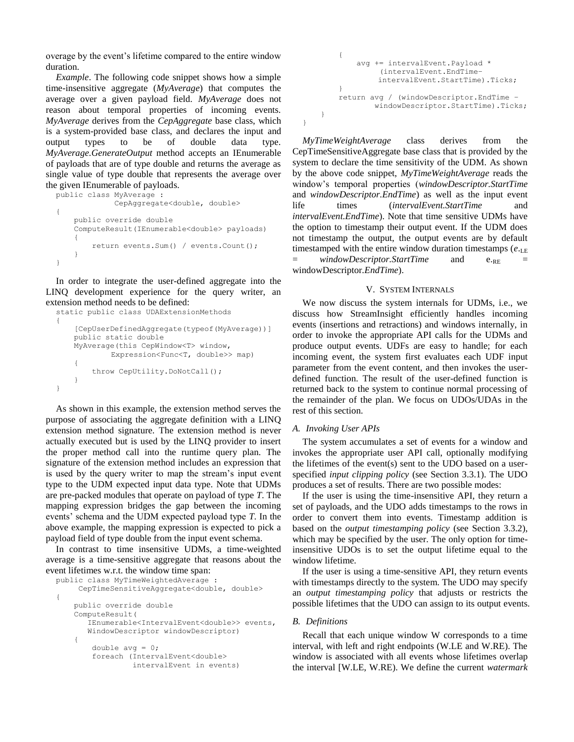overage by the event's lifetime compared to the entire window duration.

*Example*. The following code snippet shows how a simple time-insensitive aggregate (*MyAverage*) that computes the average over a given payload field. *MyAverage* does not reason about temporal properties of incoming events. *MyAverage* derives from the *CepAggregate* base class, which is a system-provided base class, and declares the input and output types to be of double data type. *MyAverage.GenerateOutput* method accepts an IEnumerable of payloads that are of type double and returns the average as single value of type double that represents the average over the given IEnumerable of payloads.

```
public class MyAverage :
            CepAggregate<double, double>
{
    public override double
    ComputeResult(IEnumerable<double> payloads)
    {
        return events.Sum() / events.Count();
    }
}
```

In order to integrate the user-defined aggregate into the LINQ development experience for the query writer, an extension method needs to be defined:

```
static public class UDAExtensionMethods
{
    [CepUserDefinedAggregate(typeof(MyAverage))]
    public static double
    MyAverage(this CepWindow<T> window,
            Expression<Func<T, double>> map)
    {
        throw CepUtility.DoNotCall();
    }
}
```

As shown in this example, the extension method serves the purpose of associating the aggregate definition with a LINQ extension method signature. The extension method is never actually executed but is used by the LINQ provider to insert the proper method call into the runtime query plan. The signature of the extension method includes an expression that is used by the query writer to map the stream's input event type to the UDM expected input data type. Note that UDMs are pre-packed modules that operate on payload of type *T*. The mapping expression bridges the gap between the incoming events' schema and the UDM expected payload type *T*. In the above example, the mapping expression is expected to pick a payload field of type double from the input event schema.

In contrast to time insensitive UDMs, a time-weighted average is a time-sensitive aggregate that reasons about the event lifetimes w.r.t. the window time span:

```
public class MyTimeWeightedAverage :
     CepTimeSensitiveAggregate<double, double>
{
    public override double
    ComputeResult(
       IEnumerable<IntervalEvent<double>> events,
       WindowDescriptor windowDescriptor)
    {
        double avg = 0;
        foreach (IntervalEvent<double>
                 intervalEvent in events)
        {
            avg += intervalEvent.Payload *
                 (intervalEvent.EndTime-
                 intervalEvent.StartTime).Ticks;
        }
        return avg / (windowDescriptor.EndTime -
              windowDescriptor.StartTime).Ticks;
    }
}
```

*MyTimeWeightAverage* class derives from the CepTimeSensitiveAggregate base class that is provided by the system to declare the time sensitivity of the UDM. As shown by the above code snippet, *MyTimeWeightAverage* reads the window's temporal properties (*windowDescriptor.StartTime* and *windowDescriptor.EndTime*) as well as the input event life times (*intervalEvent.StartTime* and *intervalEvent.EndTime*). Note that time sensitive UDMs have the option to timestamp their output event. If the UDM does not timestamp the output, the output events are by default timestamped with the entire window duration timestamps ($e_{.LE}$ = *windowDescriptor.StartTime* and $e_{.RE}$ = windowDescriptor.*EndTime*).

## V. System Internals

We now discuss the system internals for UDMs, i.e., we discuss how StreamInsight efficiently handles incoming events (insertions and retractions) and windows internally, in order to invoke the appropriate API calls for the UDMs and produce output events. UDFs are easy to handle; for each incoming event, the system first evaluates each UDF input parameter from the event content, and then invokes the user-defined function. The result of the user-defined function is returned back to the system to continue normal processing of the remainder of the plan. We focus on UDOs/UDAs in the rest of this section.

### A. Invoking User APIs

The system accumulates a set of events for a window and invokes the appropriate user API call, optionally modifying the lifetimes of the event(s) sent to the UDO based on a user-specified *input clipping policy* (see Section 3.3.1). The UDO produces a set of results. There are two possible modes:

If the user is using the time-insensitive API, they return a set of payloads, and the UDO adds timestamps to the rows in order to convert them into events. Timestamp addition is based on the *output timestamping policy* (see Section 3.3.2), which may be specified by the user. The only option for time-insensitive UDOs is to set the output lifetime equal to the window lifetime.

If the user is using a time-sensitive API, they return events with timestamps directly to the system. The UDO may specify an *output timestamping policy* that adjusts or restricts the possible lifetimes that the UDO can assign to its output events.

### B. Definitions

Recall that each unique window W corresponds to a time interval, with left and right endpoints (W.LE and W.RE). The window is associated with all events whose lifetimes overlap the interval [W.LE, W.RE). We define the current *watermark*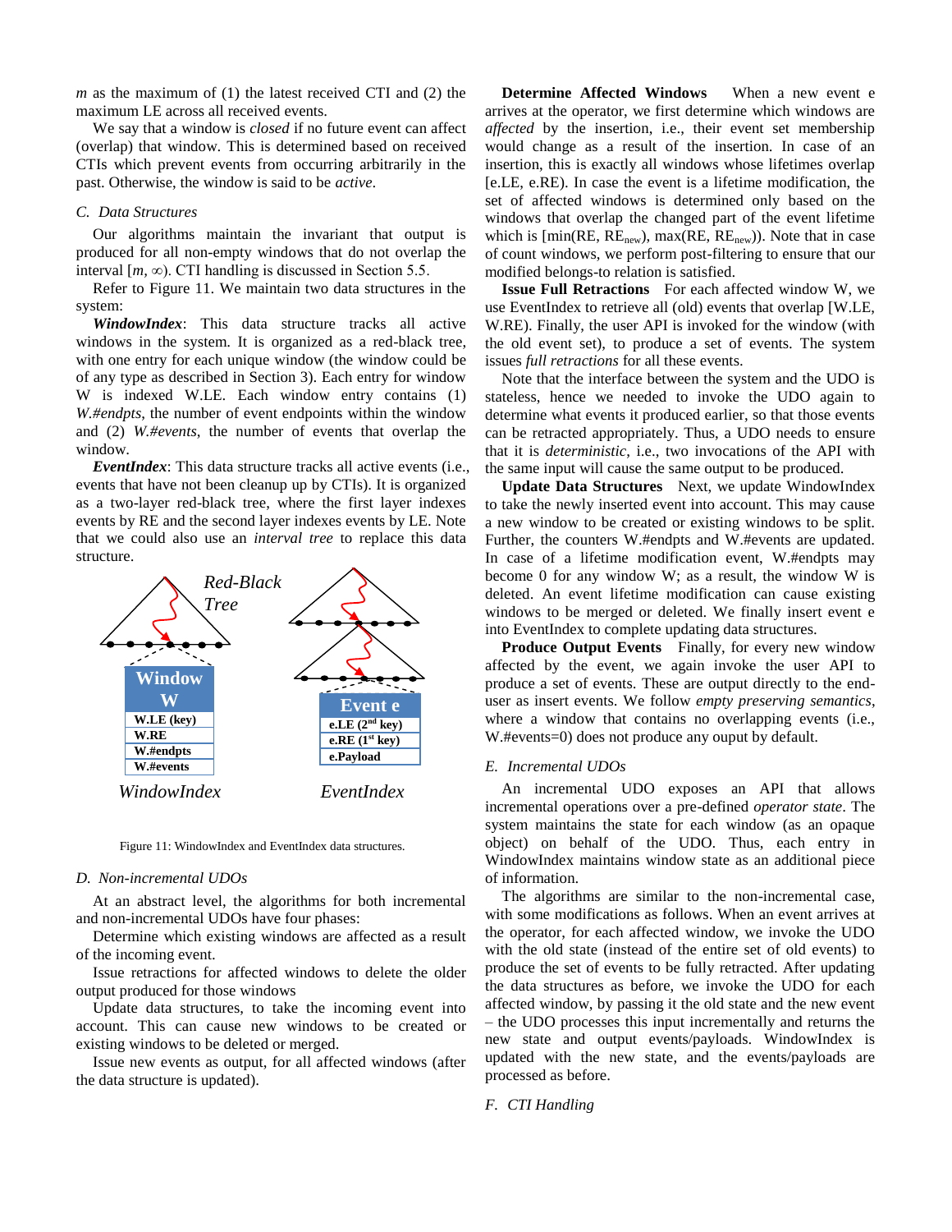$m$ as the maximum of (1) the latest received CTI and (2) the maximum LE across all received events.

We say that a window is *closed* if no future event can affect (overlap) that window. This is determined based on received CTIs which prevent events from occurring arbitrarily in the past. Otherwise, the window is said to be *active*.

### C. Data Structures

Our algorithms maintain the invariant that output is produced for all non-empty windows that do not overlap the interval $[m, \infty)$. CTI handling is discussed in Section 5.5.

Refer to Figure 11. We maintain two data structures in the system:

***WindowIndex***: This data structure tracks all active windows in the system. It is organized as a red-black tree, with one entry for each unique window (the window could be of any type as described in Section 3). Each entry for window W is indexed W.LE. Each window entry contains (1) *W.#endpts*, the number of event endpoints within the window and (2) *W.#events*, the number of events that overlap the window.

***EventIndex***: This data structure tracks all active events (i.e., events that have not been cleanup up by CTIs). It is organized as a two-layer red-black tree, where the first layer indexes events by RE and the second layer indexes events by LE. Note that we could also use an *interval tree* to replace this data structure.

Figure 11: WindowIndex and EventIndex data structures.

### D. Non-incremental UDOs

At an abstract level, the algorithms for both incremental and non-incremental UDOs have four phases:

Determine which existing windows are affected as a result of the incoming event.

Issue retractions for affected windows to delete the older output produced for those windows

Update data structures, to take the incoming event into account. This can cause new windows to be created or existing windows to be deleted or merged.

Issue new events as output, for all affected windows (after the data structure is updated).

**Determine Affected Windows** When a new event e arrives at the operator, we first determine which windows are *affected* by the insertion, i.e., their event set membership would change as a result of the insertion. In case of an insertion, this is exactly all windows whose lifetimes overlap [e.LE, e.RE). In case the event is a lifetime modification, the set of affected windows is determined only based on the windows that overlap the changed part of the event lifetime which is $[\min(RE, RE_{new}), \max(RE, RE_{new}))$. Note that in case of count windows, we perform post-filtering to ensure that our modified belongs-to relation is satisfied.

**Issue Full Retractions** For each affected window W, we use EventIndex to retrieve all (old) events that overlap [W.LE, W.RE). Finally, the user API is invoked for the window (with the old event set), to produce a set of events. The system issues *full retractions* for all these events.

Note that the interface between the system and the UDO is stateless, hence we needed to invoke the UDO again to determine what events it produced earlier, so that those events can be retracted appropriately. Thus, a UDO needs to ensure that it is *deterministic*, i.e., two invocations of the API with the same input will cause the same output to be produced.

**Update Data Structures** Next, we update WindowIndex to take the newly inserted event into account. This may cause a new window to be created or existing windows to be split. Further, the counters W.#endpts and W.#events are updated. In case of a lifetime modification event, W.#endpts may become 0 for any window W; as a result, the window W is deleted. An event lifetime modification can cause existing windows to be merged or deleted. We finally insert event e into EventIndex to complete updating data structures.

**Produce Output Events** Finally, for every new window affected by the event, we again invoke the user API to produce a set of events. These are output directly to the end-user as insert events. We follow *empty preserving semantics*, where a window that contains no overlapping events (i.e., W.#events=0) does not produce any ouput by default.

### E. Incremental UDOs

An incremental UDO exposes an API that allows incremental operations over a pre-defined *operator state*. The system maintains the state for each window (as an opaque object) on behalf of the UDO. Thus, each entry in WindowIndex maintains window state as an additional piece of information.

The algorithms are similar to the non-incremental case, with some modifications as follows. When an event arrives at the operator, for each affected window, we invoke the UDO with the old state (instead of the entire set of old events) to produce the set of events to be fully retracted. After updating the data structures as before, we invoke the UDO for each affected window, by passing it the old state and the new event – the UDO processes this input incrementally and returns the new state and output events/payloads. WindowIndex is updated with the new state, and the events/payloads are processed as before.

### F. CTI Handling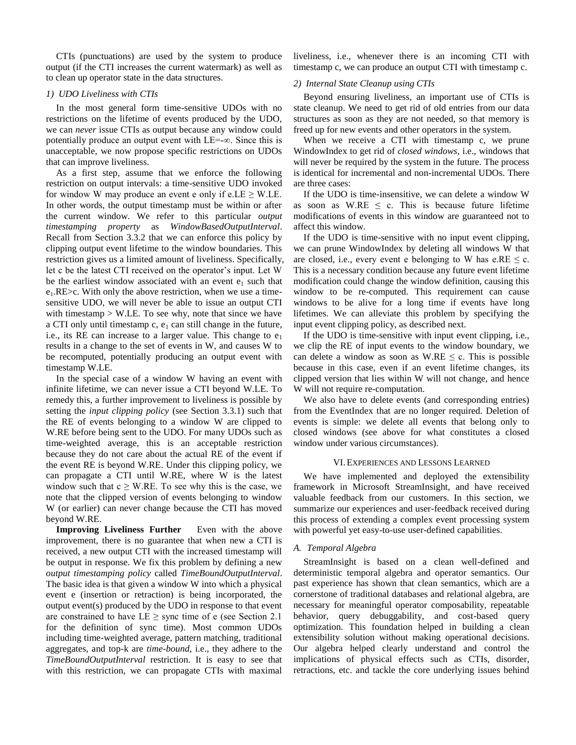CTIs (punctuations) are used by the system to produce output (if the CTI increases the current watermark) as well as to clean up operator state in the data structures.

### 1) UDO Liveliness with CTIs

In the most general form time-sensitive UDOs with no restrictions on the lifetime of events produced by the UDO, we can *never* issue CTIs as output because any window could potentially produce an output event with $LE=-\infty$. Since this is unacceptable, we now propose specific restrictions on UDOs that can improve liveliness.

As a first step, assume that we enforce the following restriction on output intervals: a time-sensitive UDO invoked for window W may produce an event e only if $e.LE \geq W.LE$. In other words, the output timestamp must be within or after the current window. We refer to this particular *output timestamping property* as *WindowBasedOutputInterval*. Recall from Section 3.3.2 that we can enforce this policy by clipping output event lifetime to the window boundaries. This restriction gives us a limited amount of liveliness. Specifically, let c be the latest CTI received on the operator's input. Let W be the earliest window associated with an event $e_1$ such that $e_1.RE>c$. With only the above restriction, when we use a time-sensitive UDO, we will never be able to issue an output CTI with timestamp > W.LE. To see why, note that since we have a CTI only until timestamp c, $e_1$ can still change in the future, i.e., its RE can increase to a larger value. This change to $e_1$ results in a change to the set of events in W, and causes W to be recomputed, potentially producing an output event with timestamp W.LE.

In the special case of a window W having an event with infinite lifetime, we can never issue a CTI beyond W.LE. To remedy this, a further improvement to liveliness is possible by setting the *input clipping policy* (see Section 3.3.1) such that the RE of events belonging to a window W are clipped to W.RE before being sent to the UDO. For many UDOs such as time-weighted average, this is an acceptable restriction because they do not care about the actual RE of the event if the event RE is beyond W.RE. Under this clipping policy, we can propagate a CTI until W.RE, where W is the latest window such that $c \geq W.RE$. To see why this is the case, we note that the clipped version of events belonging to window W (or earlier) can never change because the CTI has moved beyond W.RE.

**Improving Liveliness Further** Even with the above improvement, there is no guarantee that when new a CTI is received, a new output CTI with the increased timestamp will be output in response. We fix this problem by defining a new *output timestamping policy* called *TimeBoundOutputInterval*. The basic idea is that given a window W into which a physical event e (insertion or retraction) is being incorporated, the output event(s) produced by the UDO in response to that event are constrained to have LE ≥ sync time of e (see Section 2.1 for the definition of sync time). Most common UDOs including time-weighted average, pattern matching, traditional aggregates, and top-k are *time-bound*, i.e., they adhere to the *TimeBoundOutputInterval* restriction. It is easy to see that with this restriction, we can propagate CTIs with maximal liveliness, i.e., whenever there is an incoming CTI with timestamp c, we can produce an output CTI with timestamp c.

### 2) Internal State Cleanup using CTIs

Beyond ensuring liveliness, an important use of CTIs is state cleanup. We need to get rid of old entries from our data structures as soon as they are not needed, so that memory is freed up for new events and other operators in the system.

When we receive a CTI with timestamp c, we prune WindowIndex to get rid of *closed windows*, i.e., windows that will never be required by the system in the future. The process is identical for incremental and non-incremental UDOs. There are three cases:

If the UDO is time-insensitive, we can delete a window W as soon as $W.RE \leq c$. This is because future lifetime modifications of events in this window are guaranteed not to affect this window.

If the UDO is time-sensitive with no input event clipping, we can prune WindowIndex by deleting all windows W that are closed, i.e., every event e belonging to W has $e.RE \leq c$. This is a necessary condition because any future event lifetime modification could change the window definition, causing this window to be re-computed. This requirement can cause windows to be alive for a long time if events have long lifetimes. We can alleviate this problem by specifying the input event clipping policy, as described next.

If the UDO is time-sensitive with input event clipping, i.e., we clip the RE of input events to the window boundary, we can delete a window as soon as $W.RE \leq c$. This is possible because in this case, even if an event lifetime changes, its clipped version that lies within W will not change, and hence W will not require re-computation.

We also have to delete events (and corresponding entries) from the EventIndex that are no longer required. Deletion of events is simple: we delete all events that belong only to closed windows (see above for what constitutes a closed window under various circumstances).

## VI. Experiences and Lessons Learned

We have implemented and deployed the extensibility framework in Microsoft StreamInsight, and have received valuable feedback from our customers. In this section, we summarize our experiences and user-feedback received during this process of extending a complex event processing system with powerful yet easy-to-use user-defined capabilities.

### A. Temporal Algebra

StreamInsight is based on a clean well-defined and deterministic temporal algebra and operator semantics. Our past experience has shown that clean semantics, which are a cornerstone of traditional databases and relational algebra, are necessary for meaningful operator composability, repeatable behavior, query debuggability, and cost-based query optimization. This foundation helped in building a clean extensibility solution without making operational decisions. Our algebra helped clearly understand and control the implications of physical effects such as CTIs, disorder, retractions, etc. and tackle the core underlying issues behind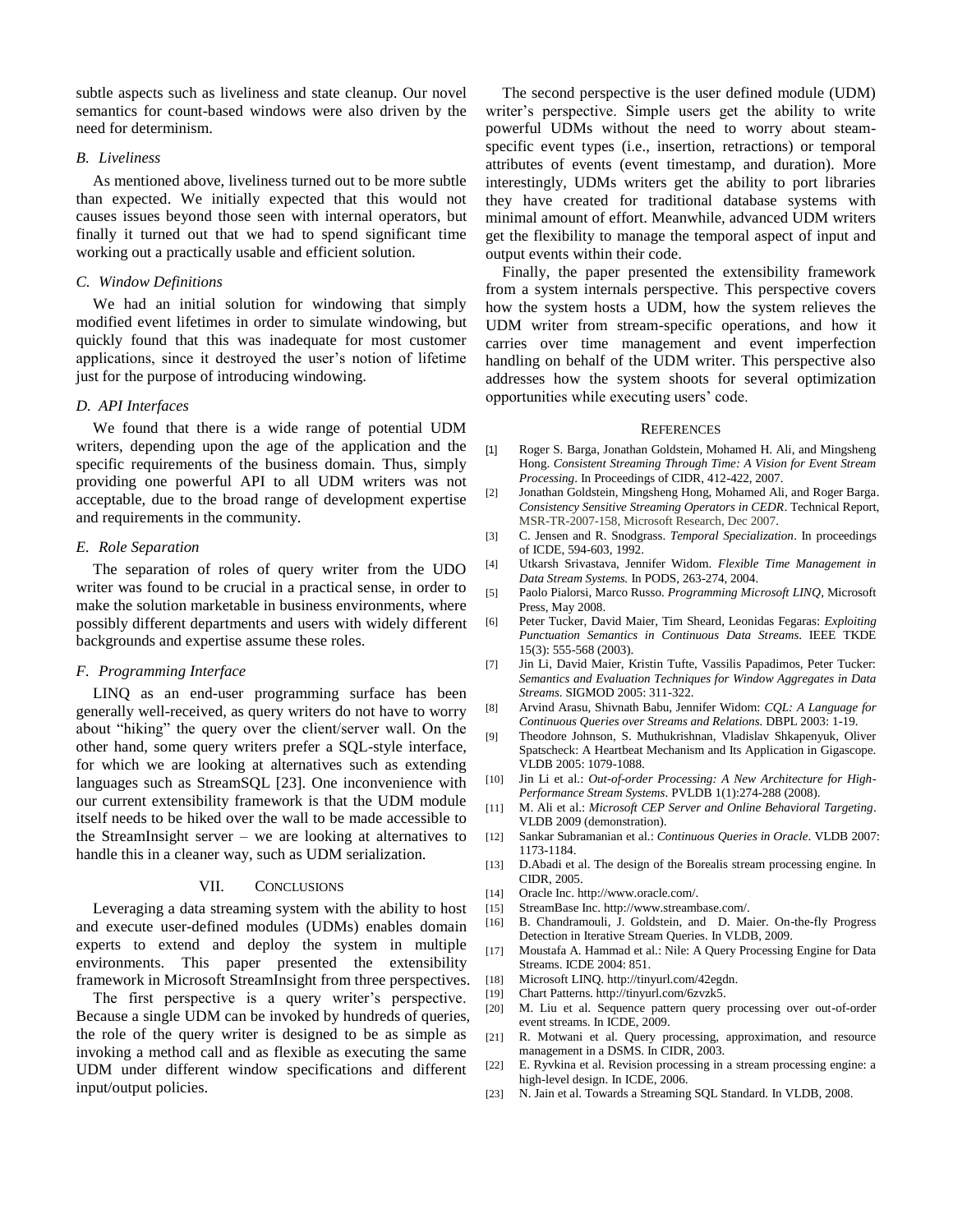subtle aspects such as liveliness and state cleanup. Our novel semantics for count-based windows were also driven by the need for determinism.

### B. Liveliness

As mentioned above, liveliness turned out to be more subtle than expected. We initially expected that this would not causes issues beyond those seen with internal operators, but finally it turned out that we had to spend significant time working out a practically usable and efficient solution.

### C. Window Definitions

We had an initial solution for windowing that simply modified event lifetimes in order to simulate windowing, but quickly found that this was inadequate for most customer applications, since it destroyed the user's notion of lifetime just for the purpose of introducing windowing.

### D. API Interfaces

We found that there is a wide range of potential UDM writers, depending upon the age of the application and the specific requirements of the business domain. Thus, simply providing one powerful API to all UDM writers was not acceptable, due to the broad range of development expertise and requirements in the community.

### E. Role Separation

The separation of roles of query writer from the UDO writer was found to be crucial in a practical sense, in order to make the solution marketable in business environments, where possibly different departments and users with widely different backgrounds and expertise assume these roles.

### F. Programming Interface

LINQ as an end-user programming surface has been generally well-received, as query writers do not have to worry about "hiking" the query over the client/server wall. On the other hand, some query writers prefer a SQL-style interface, for which we are looking at alternatives such as extending languages such as StreamSQL [23]. One inconvenience with our current extensibility framework is that the UDM module itself needs to be hiked over the wall to be made accessible to the StreamInsight server – we are looking at alternatives to handle this in a cleaner way, such as UDM serialization.

## VII. Conclusions

Leveraging a data streaming system with the ability to host and execute user-defined modules (UDMs) enables domain experts to extend and deploy the system in multiple environments. This paper presented the extensibility framework in Microsoft StreamInsight from three perspectives.

The first perspective is a query writer's perspective. Because a single UDM can be invoked by hundreds of queries, the role of the query writer is designed to be as simple as invoking a method call and as flexible as executing the same UDM under different window specifications and different input/output policies.

The second perspective is the user defined module (UDM) writer's perspective. Simple users get the ability to write powerful UDMs without the need to worry about steam-specific event types (i.e., insertion, retractions) or temporal attributes of events (event timestamp, and duration). More interestingly, UDMs writers get the ability to port libraries they have created for traditional database systems with minimal amount of effort. Meanwhile, advanced UDM writers get the flexibility to manage the temporal aspect of input and output events within their code.

Finally, the paper presented the extensibility framework from a system internals perspective. This perspective covers how the system hosts a UDM, how the system relieves the UDM writer from stream-specific operations, and how it carries over time management and event imperfection handling on behalf of the UDM writer. This perspective also addresses how the system shoots for several optimization opportunities while executing users' code.

## References

[1] Roger S. Barga, Jonathan Goldstein, Mohamed H. Ali, and Mingsheng Hong. *Consistent Streaming Through Time: A Vision for Event Stream Processing*. In Proceedings of CIDR, 412-422, 2007.

[2] Jonathan Goldstein, Mingsheng Hong, Mohamed Ali, and Roger Barga. *Consistency Sensitive Streaming Operators in CEDR*. Technical Report, MSR-TR-2007-158, Microsoft Research, Dec 2007.

[3] C. Jensen and R. Snodgrass. *Temporal Specialization*. In proceedings of ICDE, 594-603, 1992.

[4] Utkarsh Srivastava, Jennifer Widom. *Flexible Time Management in Data Stream Systems.* In PODS, 263-274, 2004.

[5] Paolo Pialorsi, Marco Russo. *Programming Microsoft LINQ*, Microsoft Press, May 2008.

[6] Peter Tucker, David Maier, Tim Sheard, Leonidas Fegaras: *Exploiting Punctuation Semantics in Continuous Data Streams*. IEEE TKDE 15(3): 555-568 (2003).

[7] Jin Li, David Maier, Kristin Tufte, Vassilis Papadimos, Peter Tucker: *Semantics and Evaluation Techniques for Window Aggregates in Data Streams*. SIGMOD 2005: 311-322.

[8] Arvind Arasu, Shivnath Babu, Jennifer Widom: *CQL: A Language for Continuous Queries over Streams and Relations*. DBPL 2003: 1-19.

[9] Theodore Johnson, S. Muthukrishnan, Vladislav Shkapenyuk, Oliver Spatscheck: A Heartbeat Mechanism and Its Application in Gigascope. VLDB 2005: 1079-1088.

[10] Jin Li et al.: *Out-of-order Processing: A New Architecture for High-Performance Stream Systems*. PVLDB 1(1):274-288 (2008).

[11] M. Ali et al.: *Microsoft CEP Server and Online Behavioral Targeting*. VLDB 2009 (demonstration).

[12] Sankar Subramanian et al.: *Continuous Queries in Oracle*. VLDB 2007: 1173-1184.

[13] D.Abadi et al. The design of the Borealis stream processing engine. In CIDR, 2005.

[14] Oracle Inc. http://www.oracle.com/.

[15] StreamBase Inc. http://www.streambase.com/.

[16] B. Chandramouli, J. Goldstein, and D. Maier. On-the-fly Progress Detection in Iterative Stream Queries. In VLDB, 2009.

[17] Moustafa A. Hammad et al.: Nile: A Query Processing Engine for Data Streams. ICDE 2004: 851.

[18] Microsoft LINQ. http://tinyurl.com/42egdn.

[19] Chart Patterns. http://tinyurl.com/6zvzk5.

[20] M. Liu et al. Sequence pattern query processing over out-of-order event streams. In ICDE, 2009.

[21] R. Motwani et al. Query processing, approximation, and resource management in a DSMS. In CIDR, 2003.

[22] E. Ryvkina et al. Revision processing in a stream processing engine: a high-level design. In ICDE, 2006.

[23] N. Jain et al. Towards a Streaming SQL Standard. In VLDB, 2008.